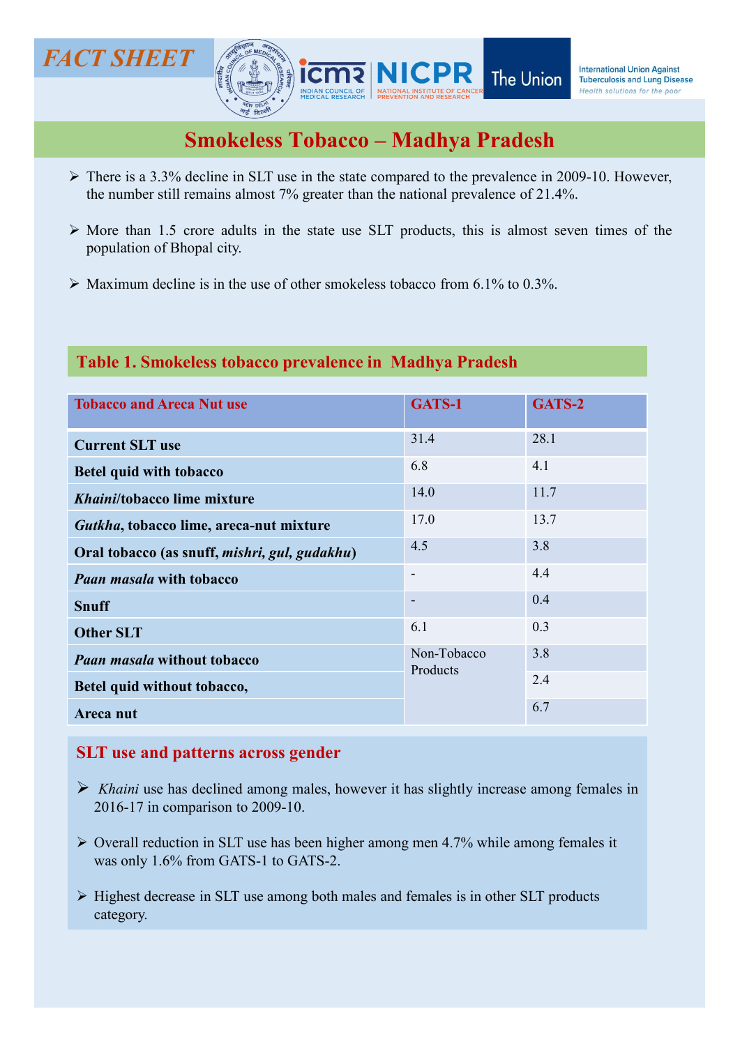FACT SHEET

# Smokeless Tobacco – Madhya Pradesh

- There is a 3.3% decline in SLT use in the state compared to the prevalence in 2009-10. However, the number still remains almost 7% greater than the national prevalence of 21.4%.
- More than 1.5 crore adults in the state use SLT products, this is almost seven times of the population of Bhopal city.
- Maximum decline is in the use of other smokeless tobacco from 6.1% to 0.3%.

## Table 1. Smokeless tobacco prevalence in Madhya Pradesh

| Tobacco and Areca Nut use | GATS-1 | GATS-2 |
|---|---|---|
| **Current SLT use** | 31.4 | 28.1 |
| **Betel quid with tobacco** | 6.8 | 4.1 |
| ***Khaini*/tobacco lime mixture** | 14.0 | 11.7 |
| ***Gutkha*, tobacco lime, areca-nut mixture** | 17.0 | 13.7 |
| **Oral tobacco (as snuff, *mishri, gul, gudakhu*)** | 4.5 | 3.8 |
| ***Paan masala* with tobacco** | - | 4.4 |
| **Snuff** | - | 0.4 |
| **Other SLT** | 6.1 | 0.3 |
| ***Paan masala* without tobacco** | Non-Tobacco Products | 3.8 |
| **Betel quid without tobacco,** | | 2.4 |
| **Areca nut** | | 6.7 |

## SLT use and patterns across gender

- *Khaini* use has declined among males, however it has slightly increase among females in 2016-17 in comparison to 2009-10.
- Overall reduction in SLT use has been higher among men 4.7% while among females it was only 1.6% from GATS-1 to GATS-2.
- Highest decrease in SLT use among both males and females is in other SLT products category.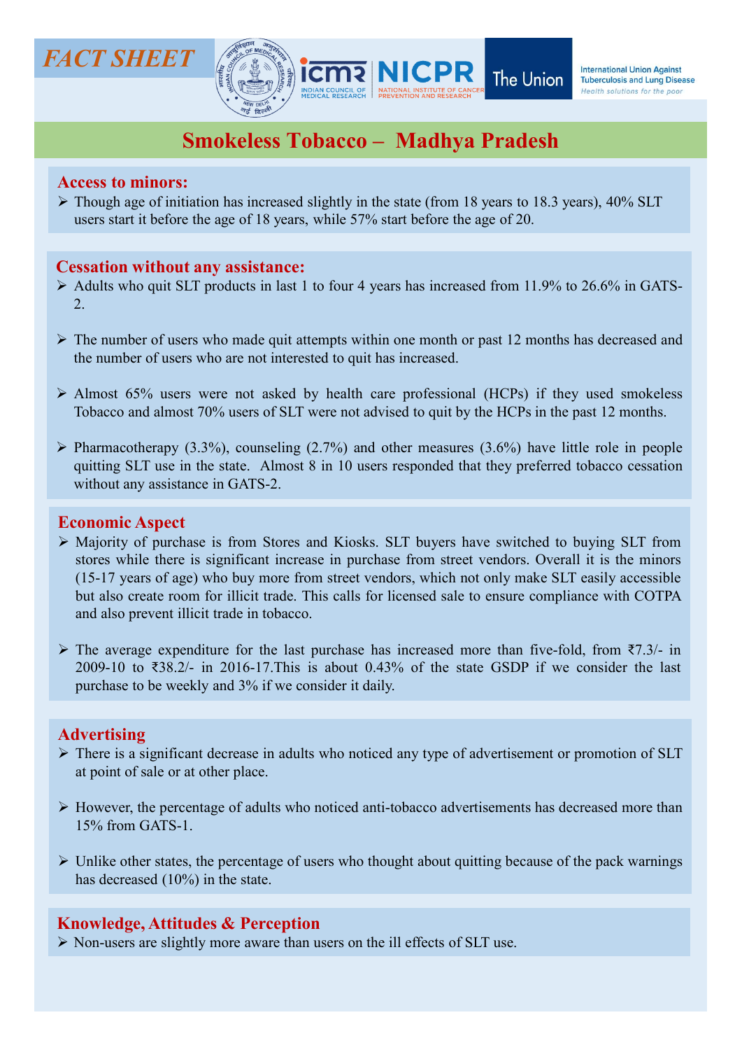*FACT SHEET*

# Smokeless Tobacco – Madhya Pradesh

## Access to minors:

- Though age of initiation has increased slightly in the state (from 18 years to 18.3 years), 40% SLT users start it before the age of 18 years, while 57% start before the age of 20.

## Cessation without any assistance:

- Adults who quit SLT products in last 1 to four 4 years has increased from 11.9% to 26.6% in GATS-2.
- The number of users who made quit attempts within one month or past 12 months has decreased and the number of users who are not interested to quit has increased.
- Almost 65% users were not asked by health care professional (HCPs) if they used smokeless Tobacco and almost 70% users of SLT were not advised to quit by the HCPs in the past 12 months.
- Pharmacotherapy (3.3%), counseling (2.7%) and other measures (3.6%) have little role in people quitting SLT use in the state. Almost 8 in 10 users responded that they preferred tobacco cessation without any assistance in GATS-2.

## Economic Aspect

- Majority of purchase is from Stores and Kiosks. SLT buyers have switched to buying SLT from stores while there is significant increase in purchase from street vendors. Overall it is the minors (15-17 years of age) who buy more from street vendors, which not only make SLT easily accessible but also create room for illicit trade. This calls for licensed sale to ensure compliance with COTPA and also prevent illicit trade in tobacco.
- The average expenditure for the last purchase has increased more than five-fold, from ₹7.3/- in 2009-10 to ₹38.2/- in 2016-17.This is about 0.43% of the state GSDP if we consider the last purchase to be weekly and 3% if we consider it daily.

## Advertising

- There is a significant decrease in adults who noticed any type of advertisement or promotion of SLT at point of sale or at other place.
- However, the percentage of adults who noticed anti-tobacco advertisements has decreased more than 15% from GATS-1.
- Unlike other states, the percentage of users who thought about quitting because of the pack warnings has decreased (10%) in the state.

## Knowledge, Attitudes & Perception

- Non-users are slightly more aware than users on the ill effects of SLT use.